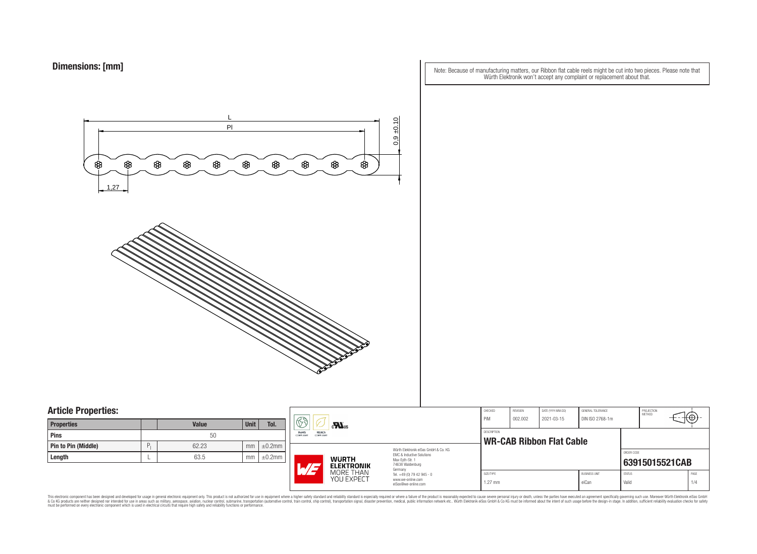## Dimensions: [mm]

Note: Because of manufacturing matters, our Ribbon flat cable reels might be cut into two pieces. Please note that Würth Elektronik won't accept any complaint or replacement about that.

L

Pl

0,9 ±0,10

1,27

## Article Properties:

| Properties | | Value | Unit | Tol. |
|---|---|---|---|---|
| Pins | | 50 | | |
| Pin to Pin (Middle) | $P_l$ | 62.23 | mm | ±0.2mm |
| Length | L | 63.5 | mm | ±0.2mm |

| CHECKED | REVISION | DATE (YYYY-MM-DD) | GENERAL TOLERANCE | PROJECTION METHOD |
|---|---|---|---|---|
| PiM | 002.002 | 2021-03-15 | DIN ISO 2768-1m | |

DESCRIPTION
**WR-CAB Ribbon Flat Cable**

ORDER CODE
**63915015521CAB**

| SIZE/TYPE | BUSINESS UNIT | STATUS | PAGE |
|---|---|---|---|
| 1.27 mm | eiCan | Valid | 1/4 |

RoHS COMPLIANT · REACh COMPLIANT · cULus

Würth Elektronik eiSos GmbH & Co. KG
EMC & Inductive Solutions
Max-Eyth-Str. 1
74638 Waldenburg
Germany
Tel. +49 (0) 79 42 945 - 0
www.we-online.com
eiSos@we-online.com

WÜRTH ELEKTRONIK MORE THAN YOU EXPECT

This electronic component has been designed and developed for usage in general electronic equipment only. This product is not authorized for use in equipment where a higher safety standard and reliability standard is especially required or where a failure of the product is reasonably expected to cause severe personal injury or death, unless the parties have executed an agreement specifically governing such use. Moreover Würth Elektronik eiSos GmbH & Co KG products are neither designed nor intended for use in areas such as military, aerospace, aviation, nuclear control, submarine, transportation (automotive control, train control, ship control), transportation signal, disaster prevention, medical, public information network etc.. Würth Elektronik eiSos GmbH & Co KG must be informed about the intent of such usage before the design-in stage. In addition, sufficient reliability evaluation checks for safety must be performed on every electronic component which is used in electrical circuits that require high safety and reliability functions or performance.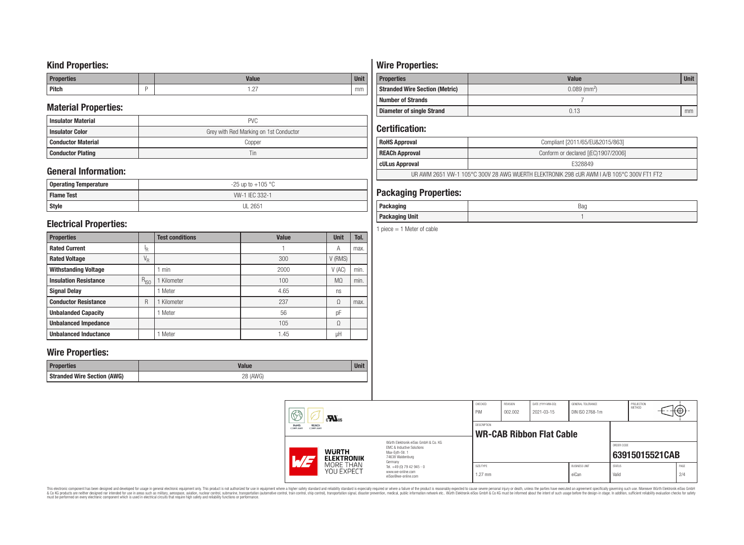## Kind Properties:

| Properties | | Value | Unit |
|---|---|---|---|
| Pitch | P | 1.27 | mm |

## Material Properties:

| | |
|---|---|
| Insulator Material | PVC |
| Insulator Color | Grey with Red Marking on 1st Conductor |
| Conductor Material | Copper |
| Conductor Plating | Tin |

## General Information:

| | |
|---|---|
| Operating Temperature | -25 up to +105 °C |
| Flame Test | VW-1 IEC 332-1 |
| Style | UL 2651 |

## Electrical Properties:

| Properties | | Test conditions | Value | Unit | Tol. |
|---|---|---|---|---|---|
| Rated Current | $I_R$ | | 1 | A | max. |
| Rated Voltage | $V_R$ | | 300 | V (RMS) | |
| Withstanding Voltage | | 1 min | 2000 | V (AC) | min. |
| Insulation Resistance | $R_{ISO}$ | 1 Kilometer | 100 | MΩ | min. |
| Signal Delay | | 1 Meter | 4.65 | ns | |
| Conductor Resistance | R | 1 Kilometer | 237 | Ω | max. |
| Unbalanced Capacity | | 1 Meter | 56 | pF | |
| Unbalanced Impedance | | | 105 | Ω | |
| Unbalanced Inductance | | 1 Meter | 1.45 | µH | |

## Wire Properties:

| Properties | Value | Unit |
|---|---|---|
| Stranded Wire Section (AWG) | 28 (AWG) | |

## Wire Properties:

| Properties | Value | Unit |
|---|---|---|
| Stranded Wire Section (Metric) | 0.089 (mm²) | |
| Number of Strands | 7 | |
| Diameter of single Strand | 0.13 | mm |

## Certification:

| | |
|---|---|
| RoHS Approval | Compliant [2011/65/EU&2015/863] |
| REACh Approval | Conform or declared [(EC)1907/2006] |
| cULus Approval | E328849 |
| UR AWM 2651 VW-1 105°C 300V 28 AWG WUERTH ELEKTRONIK 298 cUR AWM I A/B 105°C 300V FT1 FT2 | |

## Packaging Properties:

| | |
|---|---|
| Packaging | Bag |
| Packaging Unit | 1 |

1 piece = 1 Meter of cable

| CHECKED | REVISION | DATE (YYYY-MM-DD) | GENERAL TOLERANCE | PROJECTION METHOD |
|---|---|---|---|---|
| PiM | 002.002 | 2021-03-15 | DIN ISO 2768-1m | |

DESCRIPTION: **WR-CAB Ribbon Flat Cable**

ORDER CODE: **63915015521CAB**

| SIZE/TYPE | BUSINESS UNIT | STATUS |
|---|---|---|
| 1.27 mm | eiCan | Valid |

Würth Elektronik eiSos GmbH & Co. KG
EMC & Inductive Solutions
Max-Eyth-Str. 1
74638 Waldenburg
Germany
Tel. +49 (0) 79 42 945 - 0
www.we-online.com
eiSos@we-online.com

This electronic component has been designed and developed for usage in general electronic equipment only. This product is not authorized for use in equipment where a higher safety standard and reliability standard is especially required or where a failure of the product is reasonably expected to cause severe personal injury or death, unless the parties have executed an agreement specifically governing such use. Moreover Würth Elektronik eiSos GmbH & Co KG products are neither designed nor intended for use in areas such as military, aerospace, aviation, nuclear control, submarine, transportation (automotive control, train control, ship control), transportation signal, disaster prevention, medical, public information network etc.. Würth Elektronik eiSos GmbH & Co KG must be informed about the intent of such usage before the design-in stage. In addition, sufficient reliability evaluation checks for safety must be performed on every electronic component which is used in electrical circuits that require high safety and reliability functions or performance.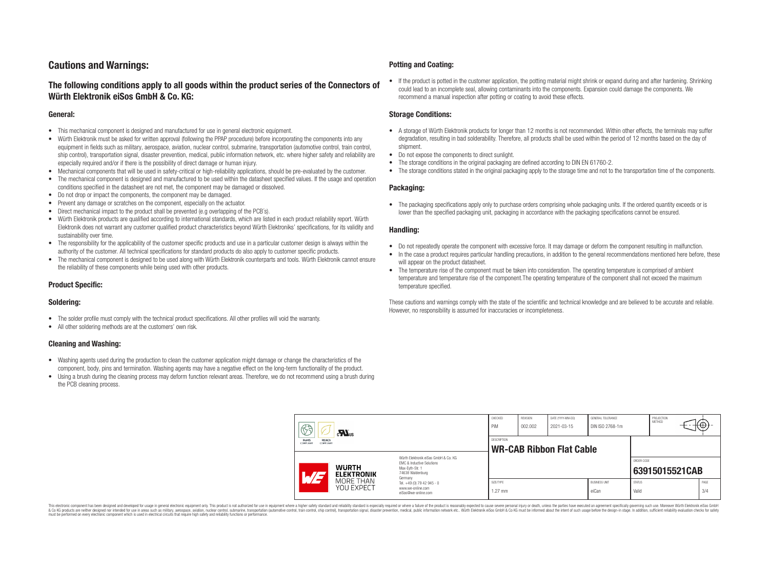# Cautions and Warnings:

## The following conditions apply to all goods within the product series of the Connectors of Würth Elektronik eiSos GmbH & Co. KG:

### General:

- This mechanical component is designed and manufactured for use in general electronic equipment.
- Würth Elektronik must be asked for written approval (following the PPAP procedure) before incorporating the components into any equipment in fields such as military, aerospace, aviation, nuclear control, submarine, transportation (automotive control, train control, ship control), transportation signal, disaster prevention, medical, public information network, etc. where higher safety and reliability are especially required and/or if there is the possibility of direct damage or human injury.
- Mechanical components that will be used in safety-critical or high-reliability applications, should be pre-evaluated by the customer.
- The mechanical component is designed and manufactured to be used within the datasheet specified values. If the usage and operation conditions specified in the datasheet are not met, the component may be damaged or dissolved.
- Do not drop or impact the components, the component may be damaged.
- Prevent any damage or scratches on the component, especially on the actuator.
- Direct mechanical impact to the product shall be prevented (e.g overlapping of the PCB's).
- Würth Elektronik products are qualified according to international standards, which are listed in each product reliability report. Würth Elektronik does not warrant any customer qualified product characteristics beyond Würth Elektroniks' specifications, for its validity and sustainability over time.
- The responsibility for the applicability of the customer specific products and use in a particular customer design is always within the authority of the customer. All technical specifications for standard products do also apply to customer specific products.
- The mechanical component is designed to be used along with Würth Elektronik counterparts and tools. Würth Elektronik cannot ensure the reliability of these components while being used with other products.

### Product Specific:

### Soldering:

- The solder profile must comply with the technical product specifications. All other profiles will void the warranty.
- All other soldering methods are at the customers' own risk.

### Cleaning and Washing:

- Washing agents used during the production to clean the customer application might damage or change the characteristics of the component, body, pins and termination. Washing agents may have a negative effect on the long-term functionality of the product.
- Using a brush during the cleaning process may deform function relevant areas. Therefore, we do not recommend using a brush during the PCB cleaning process.

### Potting and Coating:

- If the product is potted in the customer application, the potting material might shrink or expand during and after hardening. Shrinking could lead to an incomplete seal, allowing contaminants into the components. Expansion could damage the components. We recommend a manual inspection after potting or coating to avoid these effects.

### Storage Conditions:

- A storage of Würth Elektronik products for longer than 12 months is not recommended. Within other effects, the terminals may suffer degradation, resulting in bad solderability. Therefore, all products shall be used within the period of 12 months based on the day of shipment.
- Do not expose the components to direct sunlight.
- The storage conditions in the original packaging are defined according to DIN EN 61760-2.
- The storage conditions stated in the original packaging apply to the storage time and not to the transportation time of the components.

### Packaging:

- The packaging specifications apply only to purchase orders comprising whole packaging units. If the ordered quantity exceeds or is lower than the specified packaging unit, packaging in accordance with the packaging specifications cannot be ensured.

### Handling:

- Do not repeatedly operate the component with excessive force. It may damage or deform the component resulting in malfunction.
- In the case a product requires particular handling precautions, in addition to the general recommendations mentioned here before, these will appear on the product datasheet.
- The temperature rise of the component must be taken into consideration. The operating temperature is comprised of ambient temperature and temperature rise of the component.The operating temperature of the component shall not exceed the maximum temperature specified.

These cautions and warnings comply with the state of the scientific and technical knowledge and are believed to be accurate and reliable. However, no responsibility is assumed for inaccuracies or incompleteness.

| CHECKED | REVISION | DATE (YYYY-MM-DD) | GENERAL TOLERANCE | PROJECTION METHOD |
|---|---|---|---|---|
| PiM | 002.002 | 2021-03-15 | DIN ISO 2768-1m | |

| DESCRIPTION | ORDER CODE |
|---|---|
| WR-CAB Ribbon Flat Cable | 63915015521CAB |

| SIZE/TYPE | BUSINESS UNIT | STATUS | PAGE |
|---|---|---|---|
| 1.27 mm | eiCan | Valid | 3/4 |

Würth Elektronik eiSos GmbH & Co. KG
EMC & Inductive Solutions
Max-Eyth-Str. 1
74638 Waldenburg
Germany
Tel. +49 (0) 79 42 945 - 0
www.we-online.com
eiSos@we-online.com

This electronic component has been designed and developed for usage in general electronic equipment only. This product is not authorized for use in equipment where a higher safety standard and reliability standard is especially required or where a failure of the product is reasonably expected to cause severe personal injury or death, unless the parties have executed an agreement specifically governing such use. Moreover Würth Elektronik eiSos GmbH & Co KG products are neither designed nor intended for use in areas such as military, aerospace, aviation, nuclear control, submarine, transportation (automotive control, train control, ship control), transportation signal, disaster prevention, medical, public information network etc.. Würth Elektronik eiSos GmbH & Co KG must be informed about the intent of such usage before the design-in stage. In addition, sufficient reliability evaluation checks for safety must be performed on every electronic component which is used in electrical circuits that require high safety and reliability functions or performance.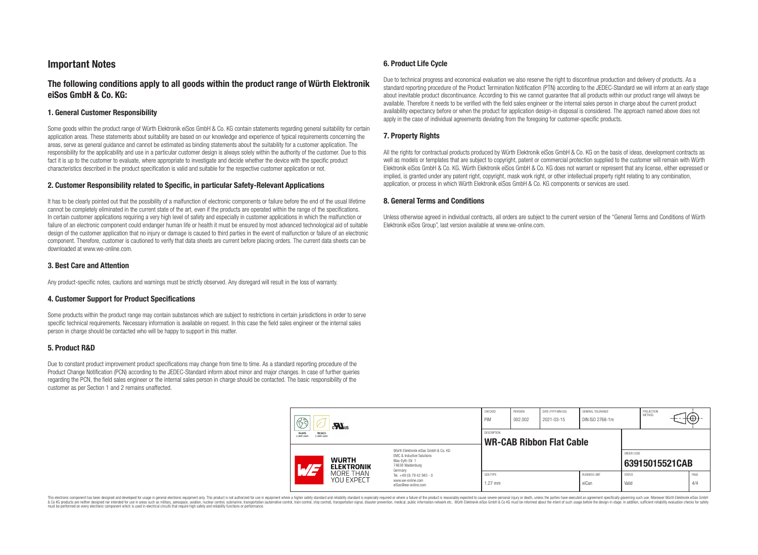# Important Notes

## The following conditions apply to all goods within the product range of Würth Elektronik eiSos GmbH & Co. KG:

### 1. General Customer Responsibility

Some goods within the product range of Würth Elektronik eiSos GmbH & Co. KG contain statements regarding general suitability for certain application areas. These statements about suitability are based on our knowledge and experience of typical requirements concerning the areas, serve as general guidance and cannot be estimated as binding statements about the suitability for a customer application. The responsibility for the applicability and use in a particular customer design is always solely within the authority of the customer. Due to this fact it is up to the customer to evaluate, where appropriate to investigate and decide whether the device with the specific product characteristics described in the product specification is valid and suitable for the respective customer application or not.

### 2. Customer Responsibility related to Specific, in particular Safety-Relevant Applications

It has to be clearly pointed out that the possibility of a malfunction of electronic components or failure before the end of the usual lifetime cannot be completely eliminated in the current state of the art, even if the products are operated within the range of the specifications. In certain customer applications requiring a very high level of safety and especially in customer applications in which the malfunction or failure of an electronic component could endanger human life or health it must be ensured by most advanced technological aid of suitable design of the customer application that no injury or damage is caused to third parties in the event of malfunction or failure of an electronic component. Therefore, customer is cautioned to verify that data sheets are current before placing orders. The current data sheets can be downloaded at www.we-online.com.

### 3. Best Care and Attention

Any product-specific notes, cautions and warnings must be strictly observed. Any disregard will result in the loss of warranty.

### 4. Customer Support for Product Specifications

Some products within the product range may contain substances which are subject to restrictions in certain jurisdictions in order to serve specific technical requirements. Necessary information is available on request. In this case the field sales engineer or the internal sales person in charge should be contacted who will be happy to support in this matter.

### 5. Product R&D

Due to constant product improvement product specifications may change from time to time. As a standard reporting procedure of the Product Change Notification (PCN) according to the JEDEC-Standard inform about minor and major changes. In case of further queries regarding the PCN, the field sales engineer or the internal sales person in charge should be contacted. The basic responsibility of the customer as per Section 1 and 2 remains unaffected.

### 6. Product Life Cycle

Due to technical progress and economical evaluation we also reserve the right to discontinue production and delivery of products. As a standard reporting procedure of the Product Termination Notification (PTN) according to the JEDEC-Standard we will inform at an early stage about inevitable product discontinuance. According to this we cannot guarantee that all products within our product range will always be available. Therefore it needs to be verified with the field sales engineer or the internal sales person in charge about the current product availability expectancy before or when the product for application design-in disposal is considered. The approach named above does not apply in the case of individual agreements deviating from the foregoing for customer-specific products.

### 7. Property Rights

All the rights for contractual products produced by Würth Elektronik eiSos GmbH & Co. KG on the basis of ideas, development contracts as well as models or templates that are subject to copyright, patent or commercial protection supplied to the customer will remain with Würth Elektronik eiSos GmbH & Co. KG. Würth Elektronik eiSos GmbH & Co. KG does not warrant or represent that any license, either expressed or implied, is granted under any patent right, copyright, mask work right, or other intellectual property right relating to any combination, application, or process in which Würth Elektronik eiSos GmbH & Co. KG components or services are used.

### 8. General Terms and Conditions

Unless otherwise agreed in individual contracts, all orders are subject to the current version of the "General Terms and Conditions of Würth Elektronik eiSos Group", last version available at www.we-online.com.

| | | | | | | |
|---|---|---|---|---|---|---|
| CHECKED PiM | REVISION 002.002 | DATE (YYYY-MM-DD) 2021-03-15 | GENERAL TOLERANCE DIN ISO 2768-1m | | PROJECTION METHOD | |
| DESCRIPTION **WR-CAB Ribbon Flat Cable** | | | | | | |
| | | | | ORDER CODE **63915015521CAB** | | |
| SIZE/TYPE 1.27 mm | | | BUSINESS UNIT eiCan | STATUS Valid | | PAGE 4/4 |

Würth Elektronik eiSos GmbH & Co. KG
EMC & Inductive Solutions
Max-Eyth-Str. 1
74638 Waldenburg
Germany
Tel. +49 (0) 79 42 945 - 0
www.we-online.com
eiSos@we-online.com

This electronic component has been designed and developed for usage in general electronic equipment only. This product is not authorized for use in equipment where a higher safety standard and reliability standard is especially required or where a failure of the product is reasonably expected to cause severe personal injury or death, unless the parties have executed an agreement specifically governing such use. Moreover Würth Elektronik eiSos GmbH & Co KG products are neither designed nor intended for use in areas such as military, aerospace, aviation, nuclear control, submarine, transportation (automotive control, train control, ship control), transportation signal, disaster prevention, medical, public information network etc.. Würth Elektronik eiSos GmbH & Co KG must be informed about the intent of such usage before the design-in stage. In addition, sufficient reliability evaluation checks for safety must be performed on every electronic component which is used in electrical circuits that require high safety and reliability functions or performance.